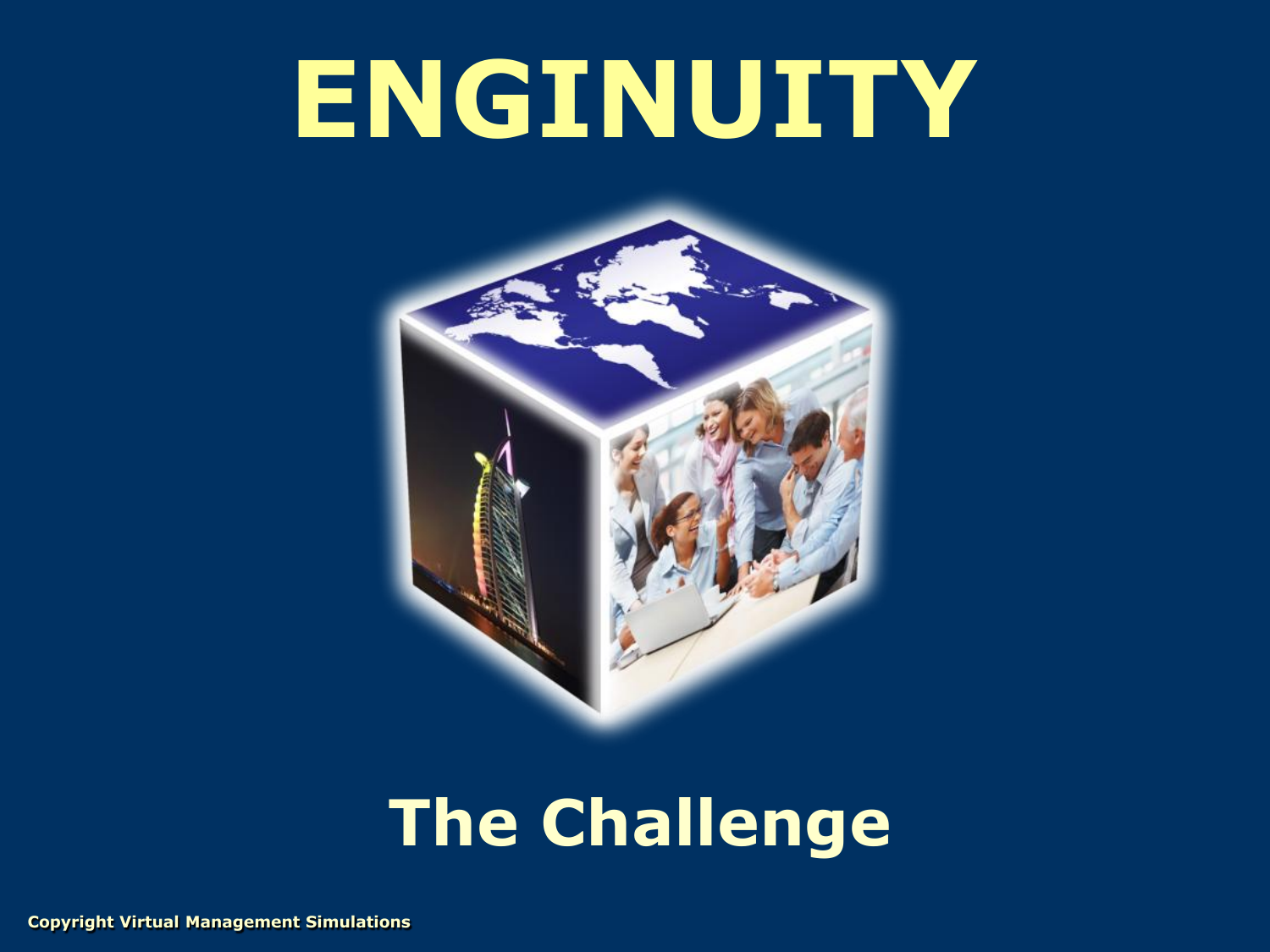# ENGINUITY

## The Challenge

Copyright Virtual Management Simulations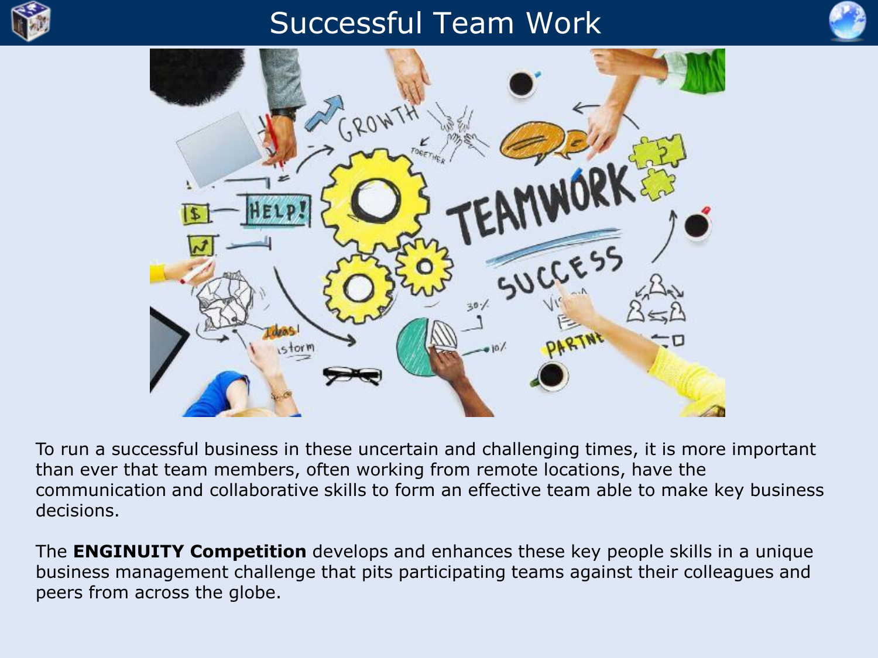# Successful Team Work

To run a successful business in these uncertain and challenging times, it is more important than ever that team members, often working from remote locations, have the communication and collaborative skills to form an effective team able to make key business decisions.

The **ENGINUITY Competition** develops and enhances these key people skills in a unique business management challenge that pits participating teams against their colleagues and peers from across the globe.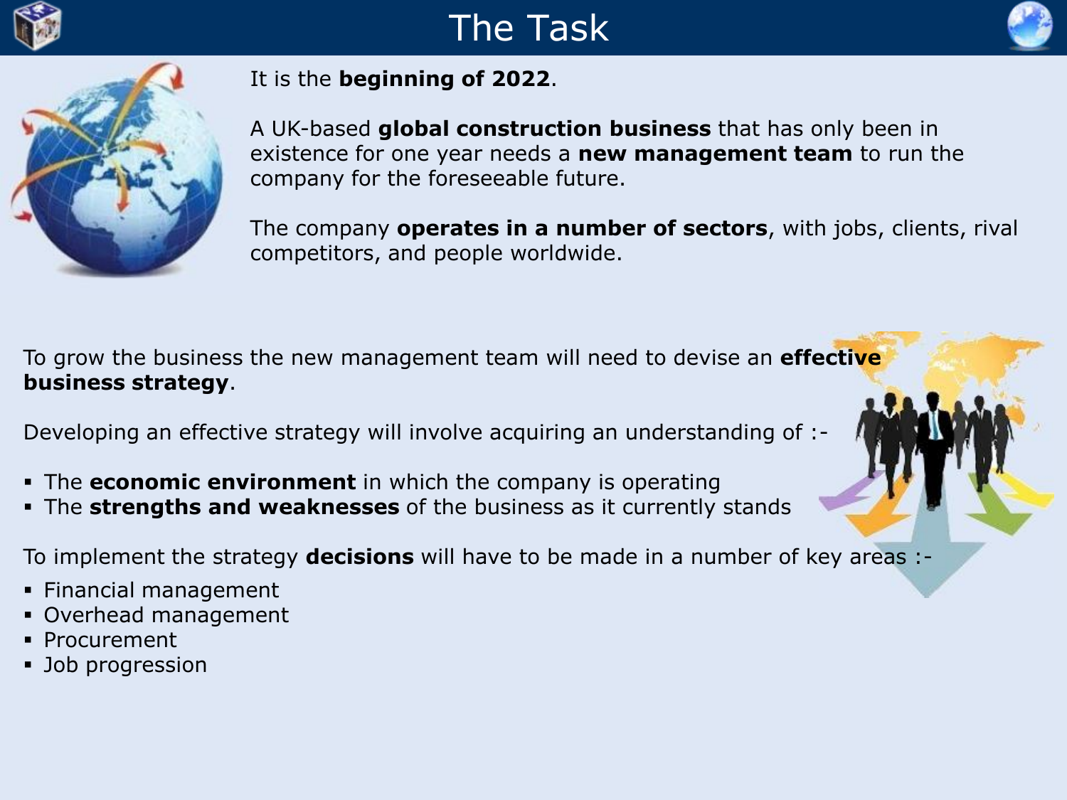# The Task

It is the **beginning of 2022**.

A UK-based **global construction business** that has only been in existence for one year needs a **new management team** to run the company for the foreseeable future.

The company **operates in a number of sectors**, with jobs, clients, rival competitors, and people worldwide.

To grow the business the new management team will need to devise an **effective business strategy**.

Developing an effective strategy will involve acquiring an understanding of :-

- The **economic environment** in which the company is operating
- The **strengths and weaknesses** of the business as it currently stands

To implement the strategy **decisions** will have to be made in a number of key areas :-

- Financial management
- Overhead management
- Procurement
- Job progression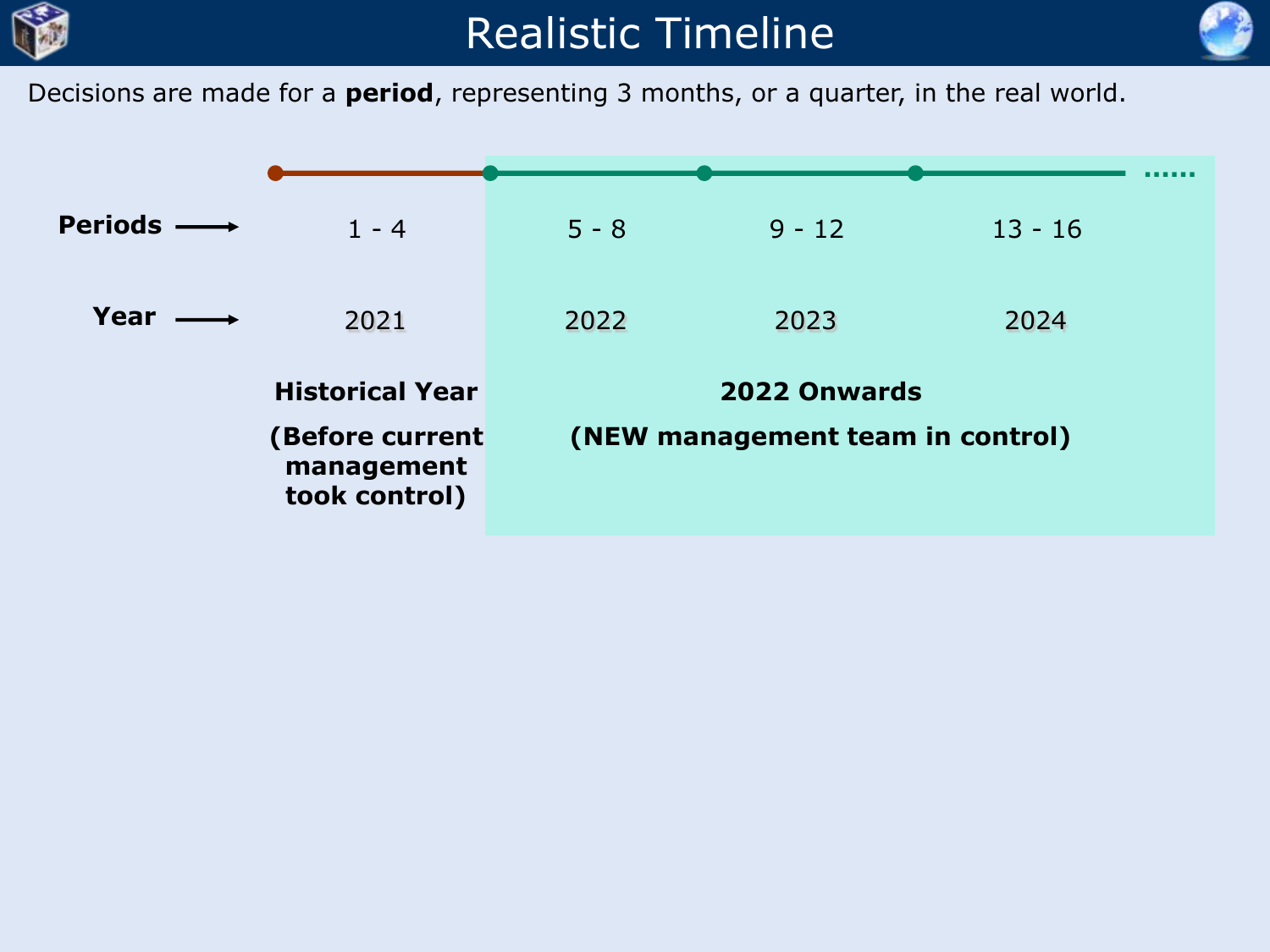# Realistic Timeline

Decisions are made for a **period**, representing 3 months, or a quarter, in the real world.

| | | | | |
|---|---|---|---|---|
| **Periods** → | 1 - 4 | 5 - 8 | 9 - 12 | 13 - 16 |
| **Year** → | 2021 | 2022 | 2023 | 2024 |

**Historical Year**

**(Before current management took control)**

**2022 Onwards**

**(NEW management team in control)**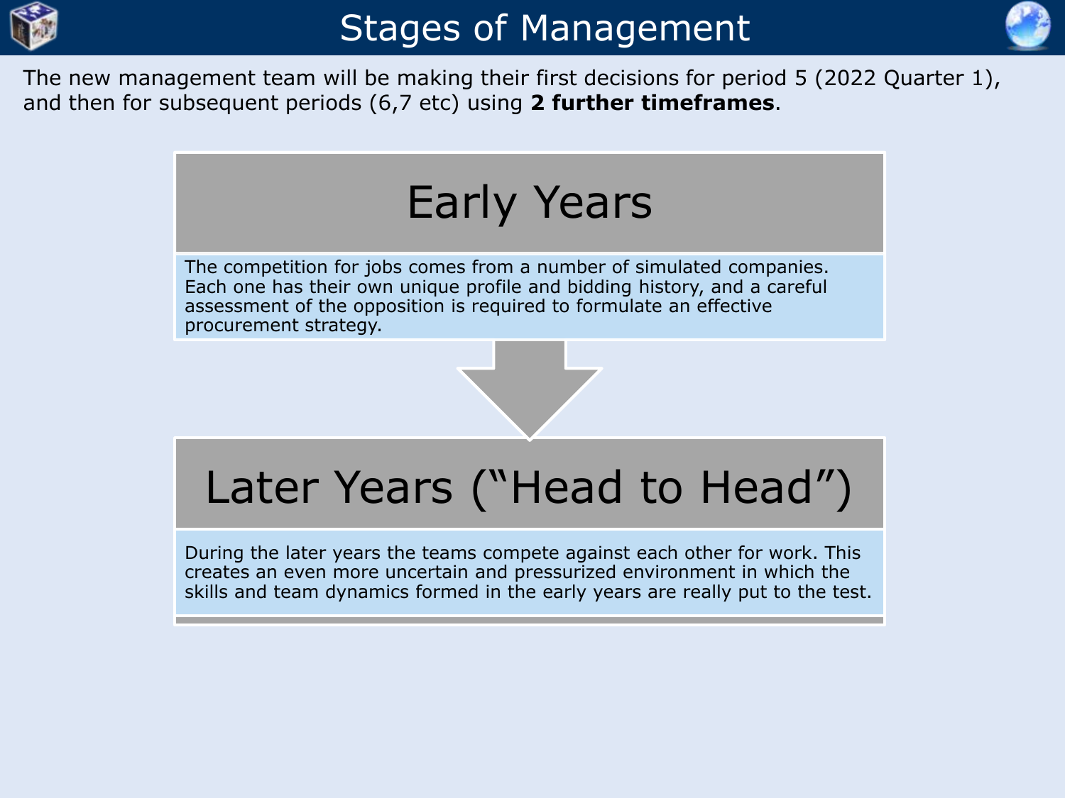# Stages of Management

The new management team will be making their first decisions for period 5 (2022 Quarter 1), and then for subsequent periods (6,7 etc) using **2 further timeframes**.

## Early Years

The competition for jobs comes from a number of simulated companies. Each one has their own unique profile and bidding history, and a careful assessment of the opposition is required to formulate an effective procurement strategy.

## Later Years (“Head to Head”)

During the later years the teams compete against each other for work. This creates an even more uncertain and pressurized environment in which the skills and team dynamics formed in the early years are really put to the test.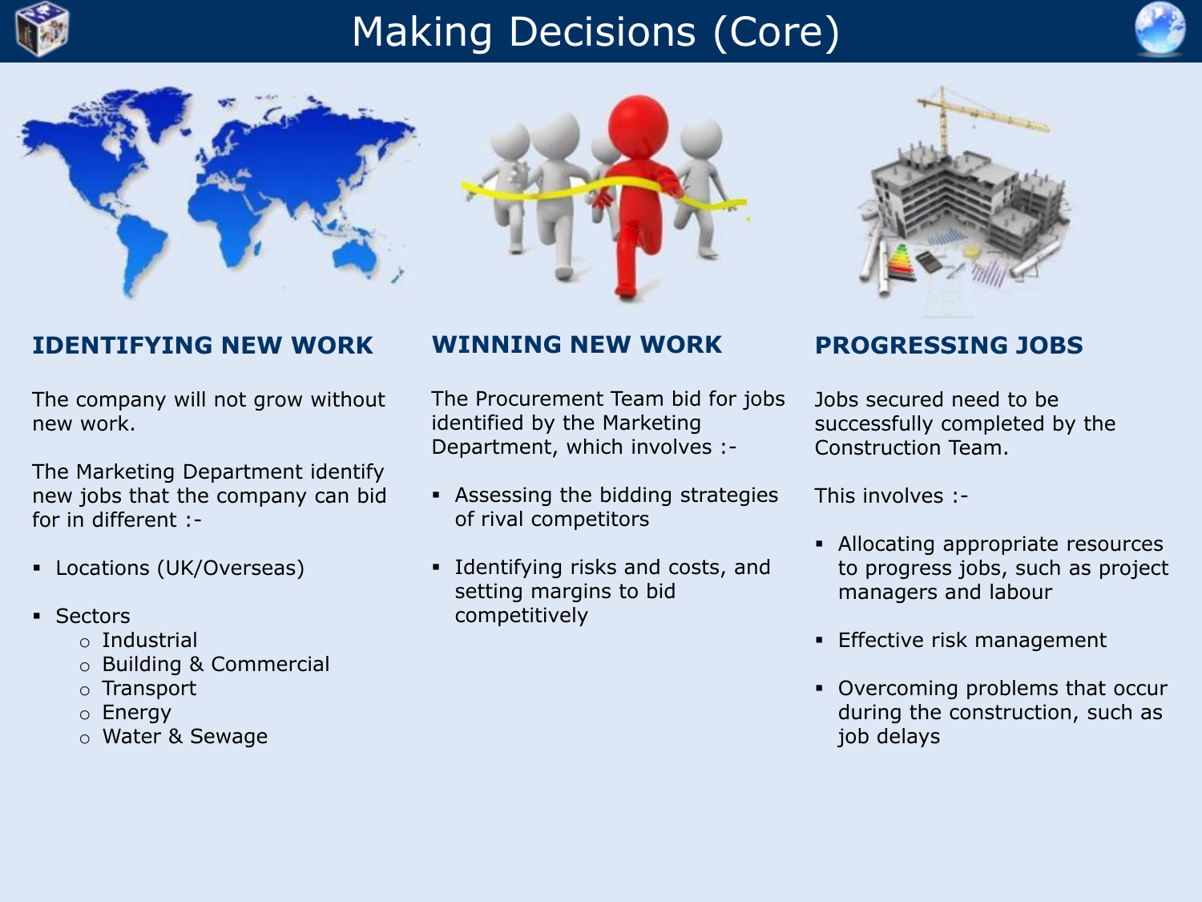# Making Decisions (Core)

## IDENTIFYING NEW WORK

The company will not grow without new work.

The Marketing Department identify new jobs that the company can bid for in different :-

- Locations (UK/Overseas)
- Sectors
  - Industrial
  - Building & Commercial
  - Transport
  - Energy
  - Water & Sewage

## WINNING NEW WORK

The Procurement Team bid for jobs identified by the Marketing Department, which involves :-

- Assessing the bidding strategies of rival competitors
- Identifying risks and costs, and setting margins to bid competitively

## PROGRESSING JOBS

Jobs secured need to be successfully completed by the Construction Team.

This involves :-

- Allocating appropriate resources to progress jobs, such as project managers and labour
- Effective risk management
- Overcoming problems that occur during the construction, such as job delays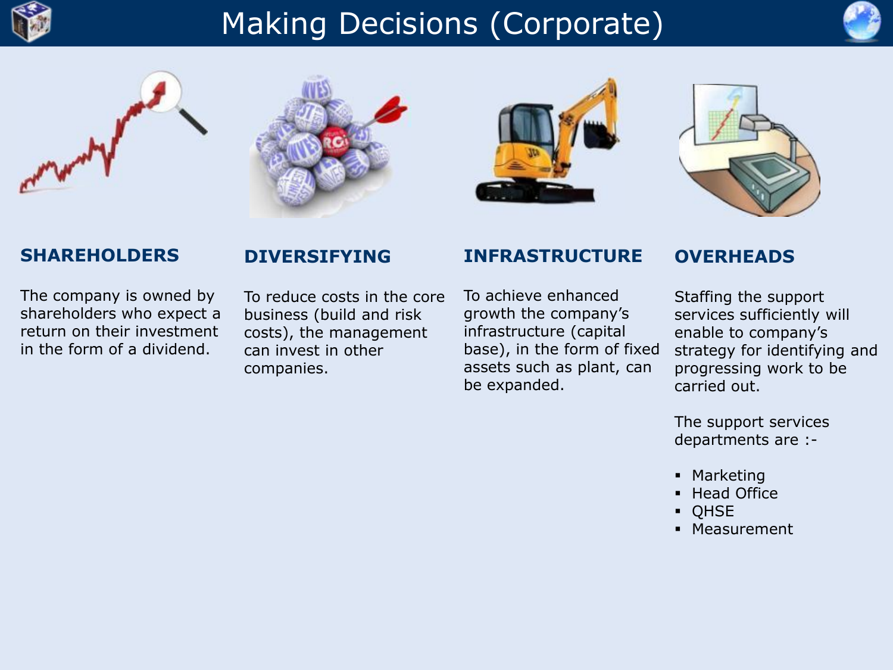# Making Decisions (Corporate)

## SHAREHOLDERS

The company is owned by shareholders who expect a return on their investment in the form of a dividend.

## DIVERSIFYING

To reduce costs in the core business (build and risk costs), the management can invest in other companies.

## INFRASTRUCTURE

To achieve enhanced growth the company's infrastructure (capital base), in the form of fixed assets such as plant, can be expanded.

## OVERHEADS

Staffing the support services sufficiently will enable to company's strategy for identifying and progressing work to be carried out.

The support services departments are :-

- Marketing
- Head Office
- QHSE
- Measurement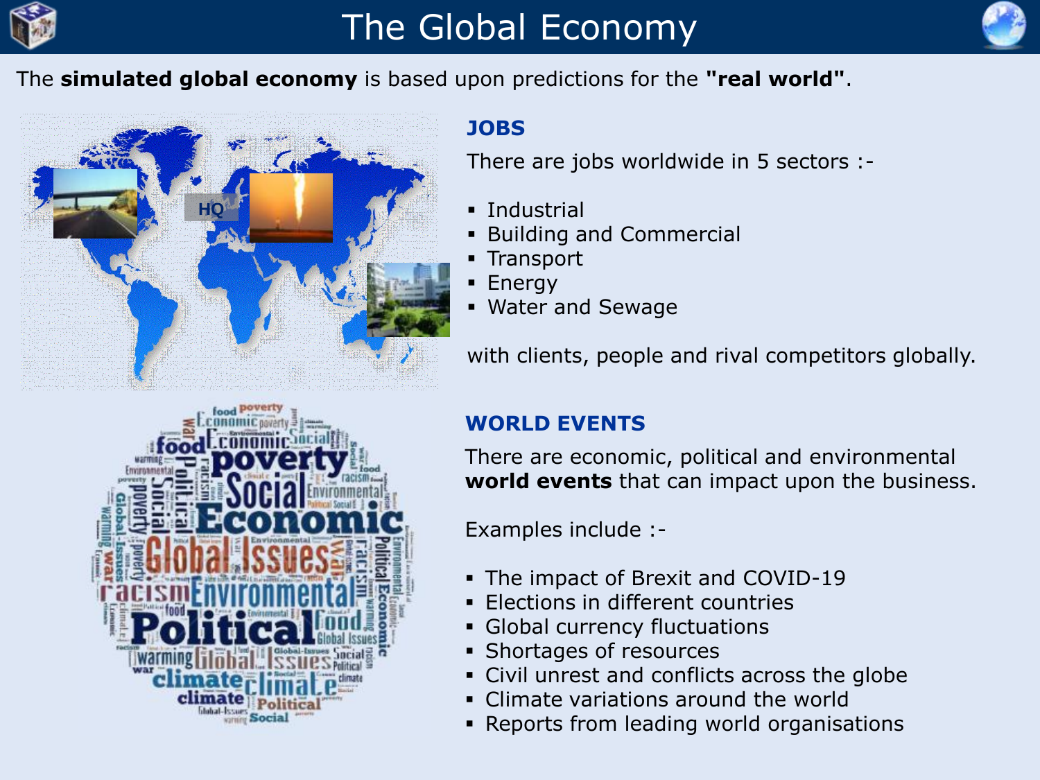# The Global Economy

The **simulated global economy** is based upon predictions for the **"real world"**.

## JOBS

There are jobs worldwide in 5 sectors :-

- Industrial
- Building and Commercial
- Transport
- Energy
- Water and Sewage

with clients, people and rival competitors globally.

## WORLD EVENTS

There are economic, political and environmental **world events** that can impact upon the business.

Examples include :-

- The impact of Brexit and COVID-19
- Elections in different countries
- Global currency fluctuations
- Shortages of resources
- Civil unrest and conflicts across the globe
- Climate variations around the world
- Reports from leading world organisations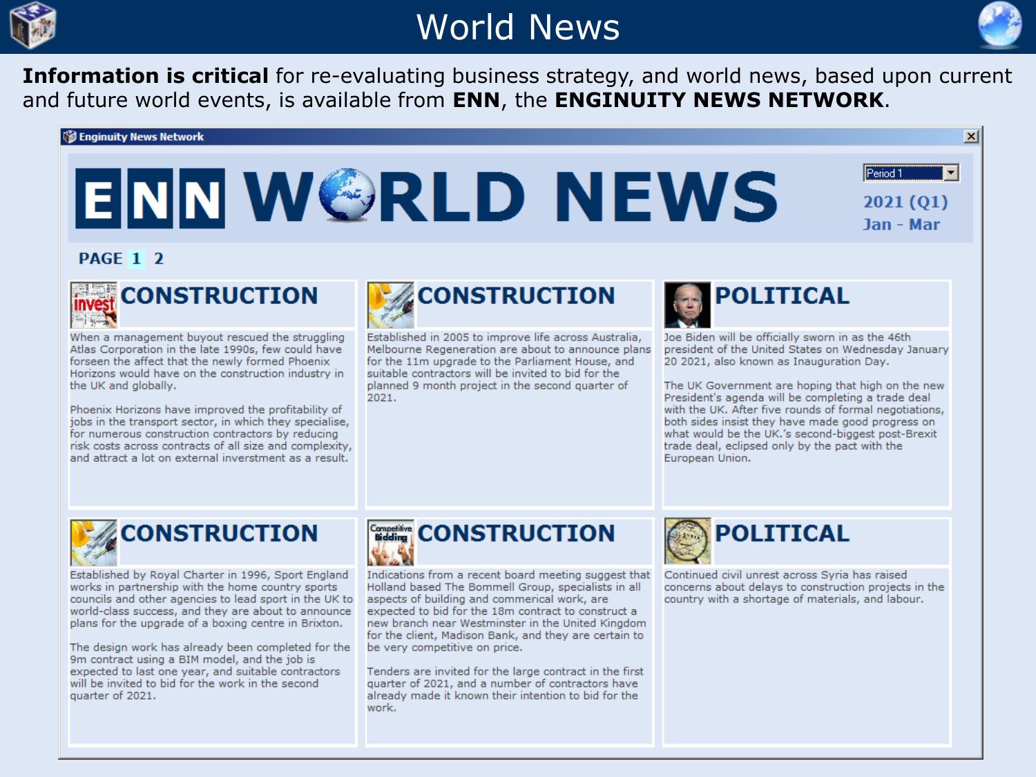# World News

**Information is critical** for re-evaluating business strategy, and world news, based upon current and future world events, is available from **ENN**, the **ENGINUITY NEWS NETWORK**.

Enginuity News Network

# ENN WORLD NEWS

Period 1

2021 (Q1)
Jan - Mar

PAGE 1 2

## CONSTRUCTION

When a management buyout rescued the struggling Atlas Corporation in the late 1990s, few could have forseen the affect that the newly formed Phoenix Horizons would have on the construction industry in the UK and globally.

Phoenix Horizons have improved the profitability of jobs in the transport sector, in which they specialise, for numerous construction contractors by reducing risk costs across contracts of all size and complexity, and attract a lot on external inverstment as a result.

## CONSTRUCTION

Established in 2005 to improve life across Australia, Melbourne Regeneration are about to announce plans for the 11m upgrade to the Parliament House, and suitable contractors will be invited to bid for the planned 9 month project in the second quarter of 2021.

## POLITICAL

Joe Biden will be officially sworn in as the 46th president of the United States on Wednesday January 20 2021, also known as Inauguration Day.

The UK Government are hoping that high on the new President's agenda will be completing a trade deal with the UK. After five rounds of formal negotiations, both sides insist they have made good progress on what would be the UK.'s second-biggest post-Brexit trade deal, eclipsed only by the pact with the European Union.

## CONSTRUCTION

Established by Royal Charter in 1996, Sport England works in partnership with the home country sports councils and other agencies to lead sport in the UK to world-class success, and they are about to announce plans for the upgrade of a boxing centre in Brixton.

The design work has already been completed for the 9m contract using a BIM model, and the job is expected to last one year, and suitable contractors will be invited to bid for the work in the second quarter of 2021.

## CONSTRUCTION

Indications from a recent board meeting suggest that Holland based The Bommell Group, specialists in all aspects of building and commerical work, are expected to bid for the 18m contract to construct a new branch near Westminster in the United Kingdom for the client, Madison Bank, and they are certain to be very competitive on price.

Tenders are invited for the large contract in the first quarter of 2021, and a number of contractors have already made it known their intention to bid for the work.

## POLITICAL

Continued civil unrest across Syria has raised concerns about delays to construction projects in the country with a shortage of materials, and labour.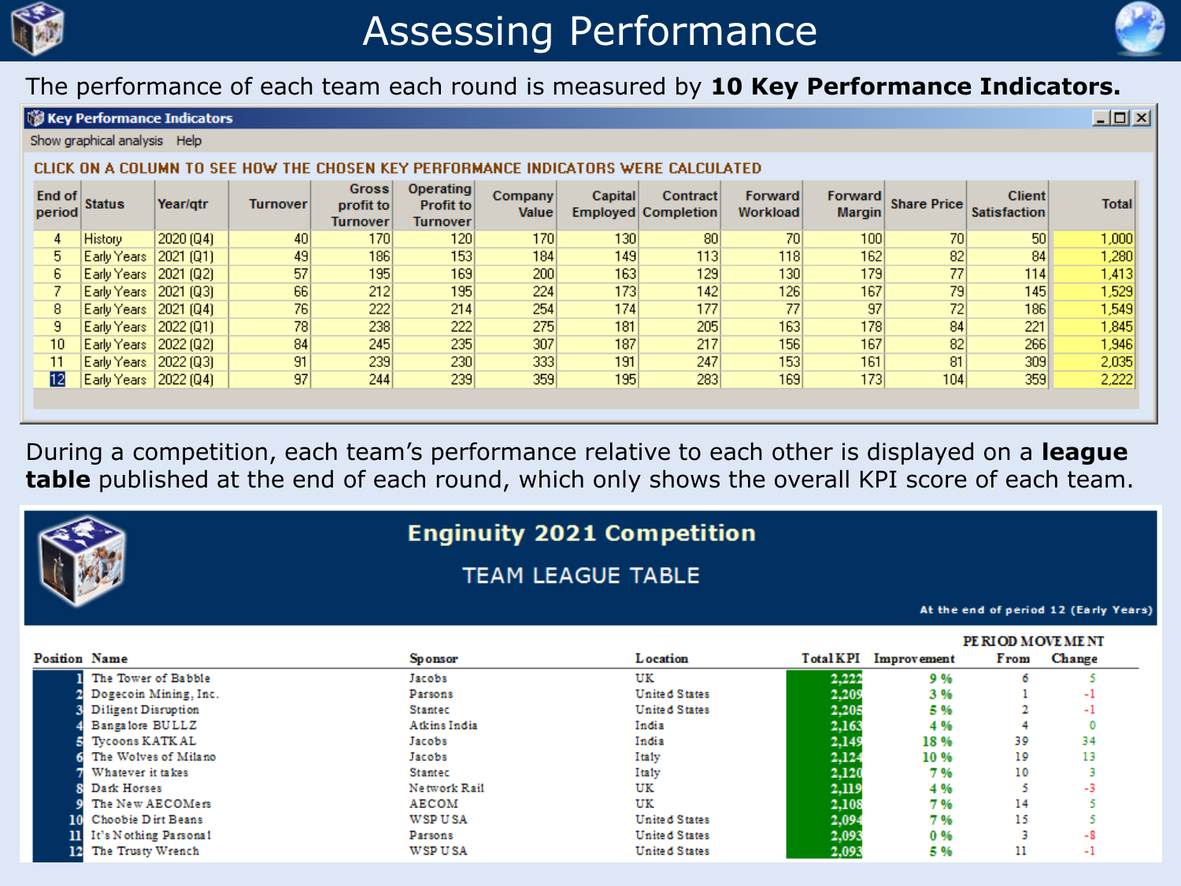# Assessing Performance

The performance of each team each round is measured by **10 Key Performance Indicators.**

**Key Performance Indicators**

Show graphical analysis   Help

CLICK ON A COLUMN TO SEE HOW THE CHOSEN KEY PERFORMANCE INDICATORS WERE CALCULATED

| End of period | Status | Year/qtr | Turnover | Gross profit to Turnover | Operating Profit to Turnover | Company Value | Capital Employed | Contract Completion | Forward Workload | Forward Margin | Share Price | Client Satisfaction | Total |
|---|---|---|---|---|---|---|---|---|---|---|---|---|---|
| 4 | History | 2020 (Q4) | 40 | 170 | 120 | 170 | 130 | 80 | 70 | 100 | 70 | 50 | 1,000 |
| 5 | Early Years | 2021 (Q1) | 49 | 186 | 153 | 184 | 149 | 113 | 118 | 162 | 82 | 84 | 1,280 |
| 6 | Early Years | 2021 (Q2) | 57 | 195 | 169 | 200 | 163 | 129 | 130 | 179 | 77 | 114 | 1,413 |
| 7 | Early Years | 2021 (Q3) | 66 | 212 | 195 | 224 | 173 | 142 | 126 | 167 | 79 | 145 | 1,529 |
| 8 | Early Years | 2021 (Q4) | 76 | 222 | 214 | 254 | 174 | 177 | 77 | 97 | 72 | 186 | 1,549 |
| 9 | Early Years | 2022 (Q1) | 78 | 238 | 222 | 275 | 181 | 205 | 163 | 178 | 84 | 221 | 1,845 |
| 10 | Early Years | 2022 (Q2) | 84 | 245 | 235 | 307 | 187 | 217 | 156 | 167 | 82 | 266 | 1,946 |
| 11 | Early Years | 2022 (Q3) | 91 | 239 | 230 | 333 | 191 | 247 | 153 | 161 | 81 | 309 | 2,035 |
| 12 | Early Years | 2022 (Q4) | 97 | 244 | 239 | 359 | 195 | 283 | 169 | 173 | 104 | 359 | 2,222 |

During a competition, each team's performance relative to each other is displayed on a **league table** published at the end of each round, which only shows the overall KPI score of each team.

## Enginuity 2021 Competition

### TEAM LEAGUE TABLE

At the end of period 12 (Early Years)

| Position | Name | Sponsor | Location | Total KPI | Improvement | PERIOD MOVEMENT From | Change |
|---|---|---|---|---|---|---|---|
| 1 | The Tower of Babble | Jacobs | UK | 2,222 | 9 % | 6 | 5 |
| 2 | Dogecoin Mining, Inc. | Parsons | United States | 2,209 | 3 % | 1 | -1 |
| 3 | Diligent Disruption | Stantec | United States | 2,205 | 5 % | 2 | -1 |
| 4 | Bangalore BULLZ | Atkins India | India | 2,163 | 4 % | 4 | 0 |
| 5 | Tycoons KATKAL | Jacobs | India | 2,149 | 18 % | 39 | 34 |
| 6 | The Wolves of Milano | Jacobs | Italy | 2,124 | 10 % | 19 | 13 |
| 7 | Whatever it takes | Stantec | Italy | 2,120 | 7 % | 10 | 3 |
| 8 | Dark Horses | Network Rail | UK | 2,119 | 4 % | 5 | -3 |
| 9 | The New AECOMers | AECOM | UK | 2,108 | 7 % | 14 | 5 |
| 10 | Choobie Dirt Beans | WSP USA | United States | 2,094 | 7 % | 15 | 5 |
| 11 | It's Nothing Parsonal | Parsons | United States | 2,093 | 0 % | 3 | -8 |
| 12 | The Trusty Wrench | WSP USA | United States | 2,093 | 5 % | 11 | -1 |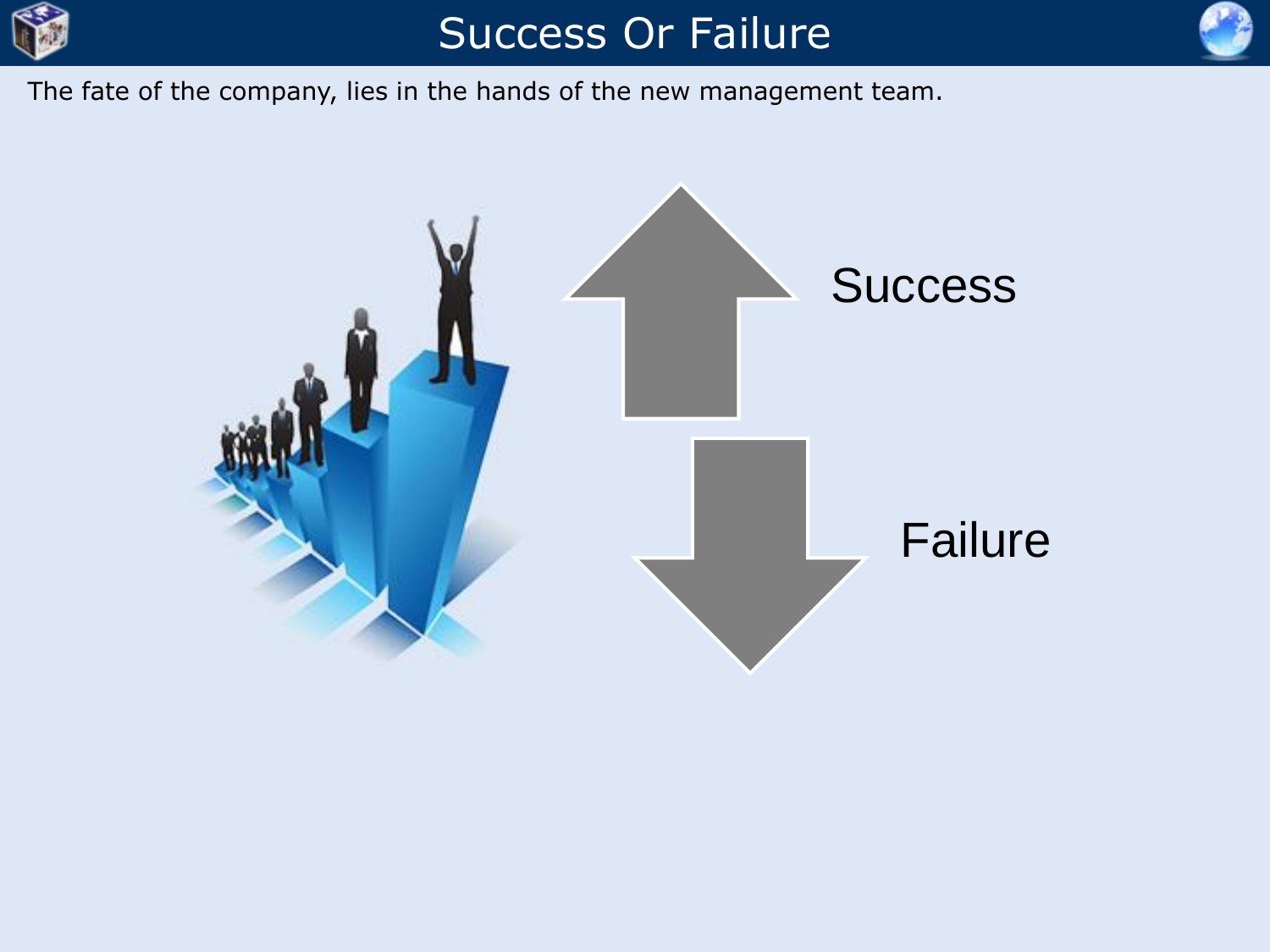# Success Or Failure

The fate of the company, lies in the hands of the new management team.

Success

Failure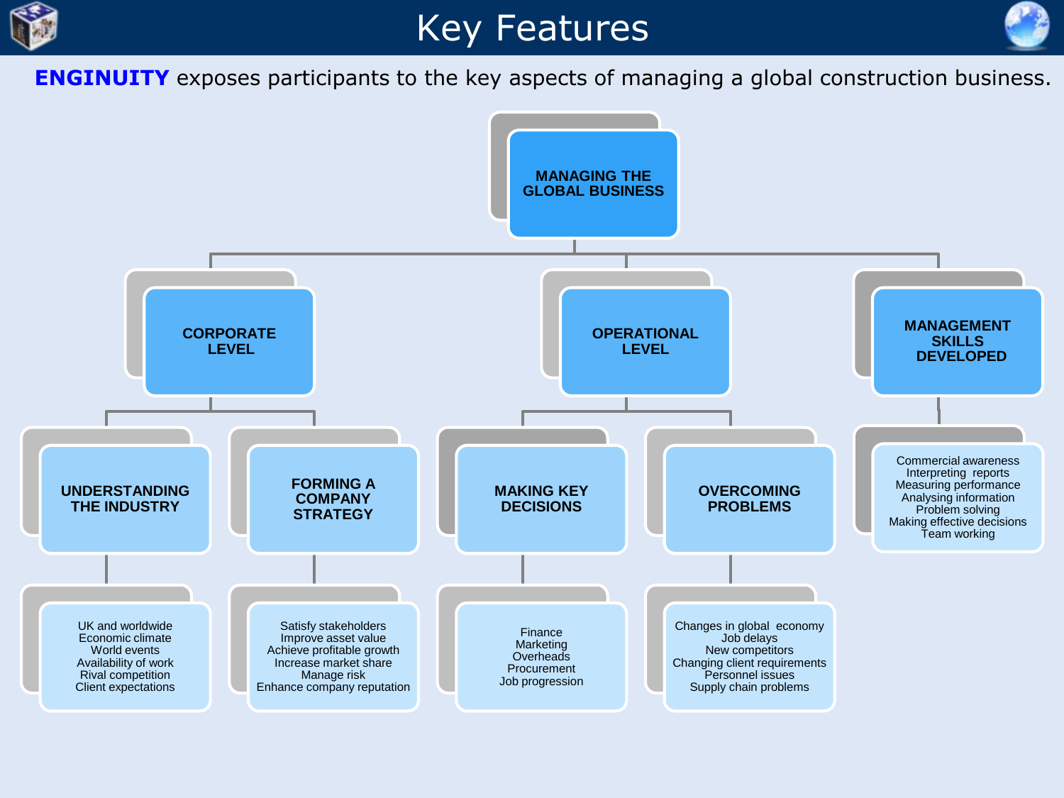# Key Features

**ENGINUITY** exposes participants to the key aspects of managing a global construction business.

## MANAGING THE GLOBAL BUSINESS

### CORPORATE LEVEL

#### UNDERSTANDING THE INDUSTRY

- UK and worldwide
- Economic climate
- World events
- Availability of work
- Rival competition
- Client expectations

#### FORMING A COMPANY STRATEGY

- Satisfy stakeholders
- Improve asset value
- Achieve profitable growth
- Increase market share
- Manage risk
- Enhance company reputation

### OPERATIONAL LEVEL

#### MAKING KEY DECISIONS

- Finance
- Marketing
- Overheads
- Procurement
- Job progression

#### OVERCOMING PROBLEMS

- Changes in global economy
- Job delays
- New competitors
- Changing client requirements
- Personnel issues
- Supply chain problems

### MANAGEMENT SKILLS DEVELOPED

- Commercial awareness
- Interpreting reports
- Measuring performance
- Analysing information
- Problem solving
- Making effective decisions
- Team working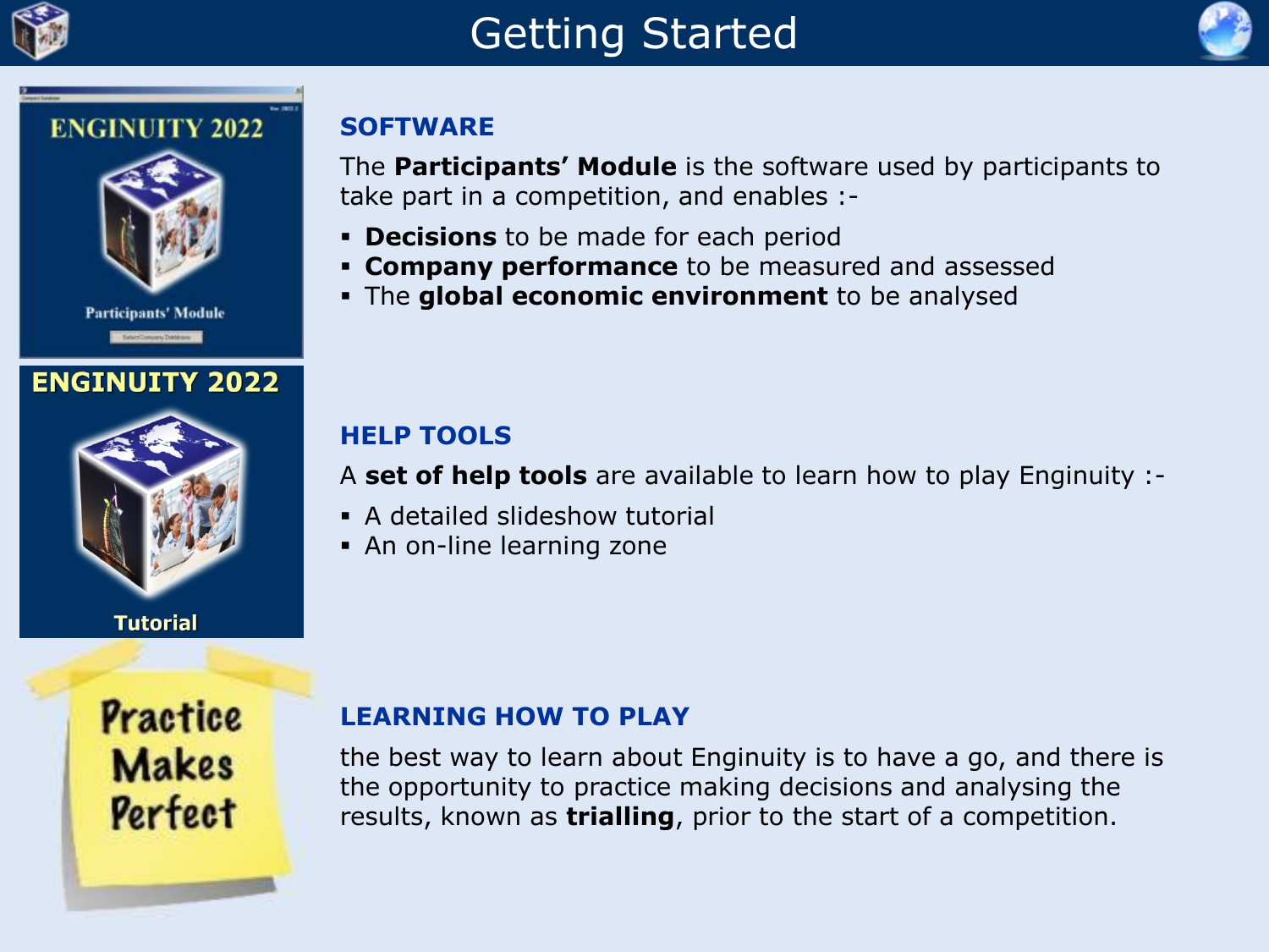# Getting Started

## SOFTWARE

The **Participants' Module** is the software used by participants to take part in a competition, and enables :-

- **Decisions** to be made for each period
- **Company performance** to be measured and assessed
- The **global economic environment** to be analysed

## HELP TOOLS

A **set of help tools** are available to learn how to play Enginuity :-

- A detailed slideshow tutorial
- An on-line learning zone

## LEARNING HOW TO PLAY

the best way to learn about Enginuity is to have a go, and there is the opportunity to practice making decisions and analysing the results, known as **trialling**, prior to the start of a competition.